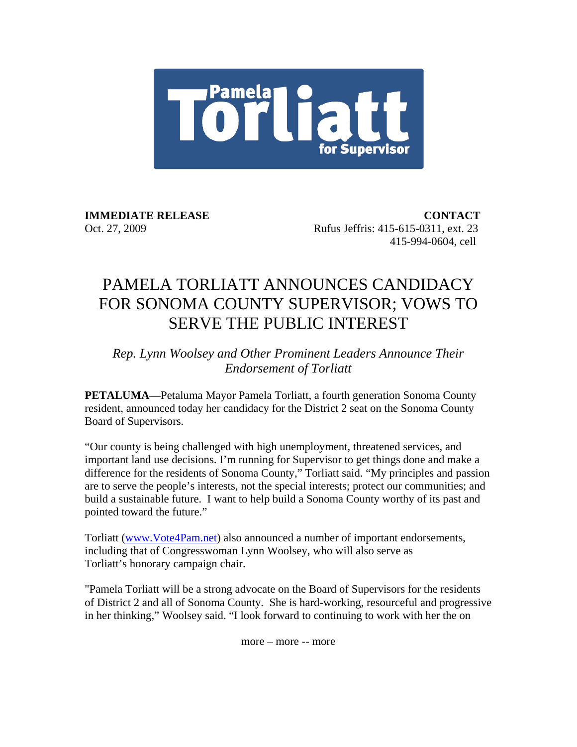Pamela Torliatt for Supervisor

**IMMEDIATE RELEASE**
Oct. 27, 2009

**CONTACT**
Rufus Jeffris: 415-615-0311, ext. 23
415-994-0604, cell

# PAMELA TORLIATT ANNOUNCES CANDIDACY FOR SONOMA COUNTY SUPERVISOR; VOWS TO SERVE THE PUBLIC INTEREST

*Rep. Lynn Woolsey and Other Prominent Leaders Announce Their Endorsement of Torliatt*

**PETALUMA—**Petaluma Mayor Pamela Torliatt, a fourth generation Sonoma County resident, announced today her candidacy for the District 2 seat on the Sonoma County Board of Supervisors.

"Our county is being challenged with high unemployment, threatened services, and important land use decisions. I'm running for Supervisor to get things done and make a difference for the residents of Sonoma County," Torliatt said. "My principles and passion are to serve the people's interests, not the special interests; protect our communities; and build a sustainable future. I want to help build a Sonoma County worthy of its past and pointed toward the future."

Torliatt (www.Vote4Pam.net) also announced a number of important endorsements, including that of Congresswoman Lynn Woolsey, who will also serve as Torliatt's honorary campaign chair.

"Pamela Torliatt will be a strong advocate on the Board of Supervisors for the residents of District 2 and all of Sonoma County. She is hard-working, resourceful and progressive in her thinking," Woolsey said. "I look forward to continuing to work with her the on

more – more -- more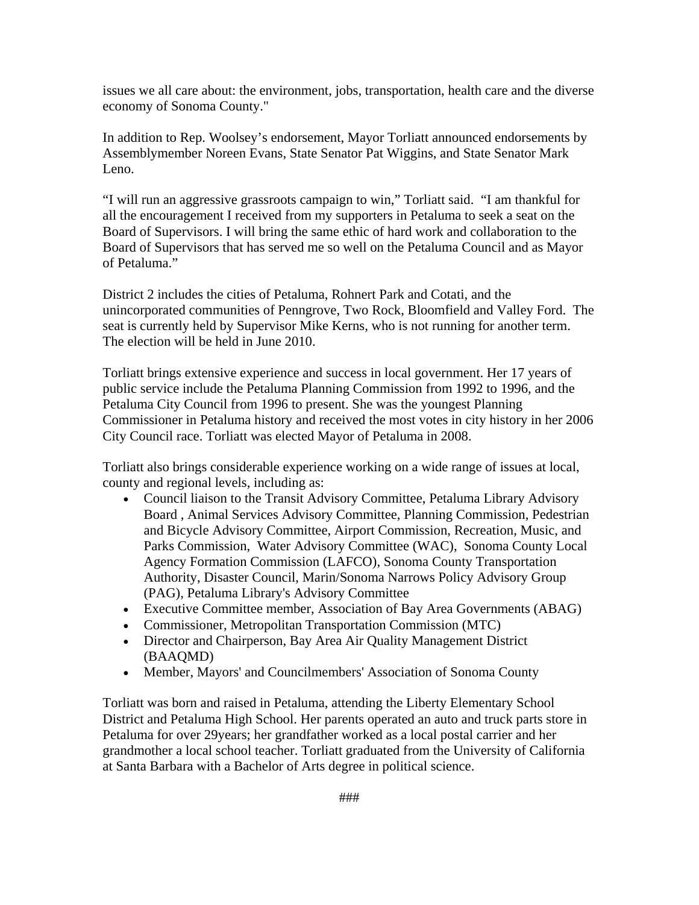issues we all care about: the environment, jobs, transportation, health care and the diverse economy of Sonoma County."

In addition to Rep. Woolsey's endorsement, Mayor Torliatt announced endorsements by Assemblymember Noreen Evans, State Senator Pat Wiggins, and State Senator Mark Leno.

"I will run an aggressive grassroots campaign to win," Torliatt said. "I am thankful for all the encouragement I received from my supporters in Petaluma to seek a seat on the Board of Supervisors. I will bring the same ethic of hard work and collaboration to the Board of Supervisors that has served me so well on the Petaluma Council and as Mayor of Petaluma."

District 2 includes the cities of Petaluma, Rohnert Park and Cotati, and the unincorporated communities of Penngrove, Two Rock, Bloomfield and Valley Ford. The seat is currently held by Supervisor Mike Kerns, who is not running for another term. The election will be held in June 2010.

Torliatt brings extensive experience and success in local government. Her 17 years of public service include the Petaluma Planning Commission from 1992 to 1996, and the Petaluma City Council from 1996 to present. She was the youngest Planning Commissioner in Petaluma history and received the most votes in city history in her 2006 City Council race. Torliatt was elected Mayor of Petaluma in 2008.

Torliatt also brings considerable experience working on a wide range of issues at local, county and regional levels, including as:

- Council liaison to the Transit Advisory Committee, Petaluma Library Advisory Board , Animal Services Advisory Committee, Planning Commission, Pedestrian and Bicycle Advisory Committee, Airport Commission, Recreation, Music, and Parks Commission, Water Advisory Committee (WAC), Sonoma County Local Agency Formation Commission (LAFCO), Sonoma County Transportation Authority, Disaster Council, Marin/Sonoma Narrows Policy Advisory Group (PAG), Petaluma Library's Advisory Committee
- Executive Committee member, Association of Bay Area Governments (ABAG)
- Commissioner, Metropolitan Transportation Commission (MTC)
- Director and Chairperson, Bay Area Air Quality Management District (BAAQMD)
- Member, Mayors' and Councilmembers' Association of Sonoma County

Torliatt was born and raised in Petaluma, attending the Liberty Elementary School District and Petaluma High School. Her parents operated an auto and truck parts store in Petaluma for over 29years; her grandfather worked as a local postal carrier and her grandmother a local school teacher. Torliatt graduated from the University of California at Santa Barbara with a Bachelor of Arts degree in political science.

###